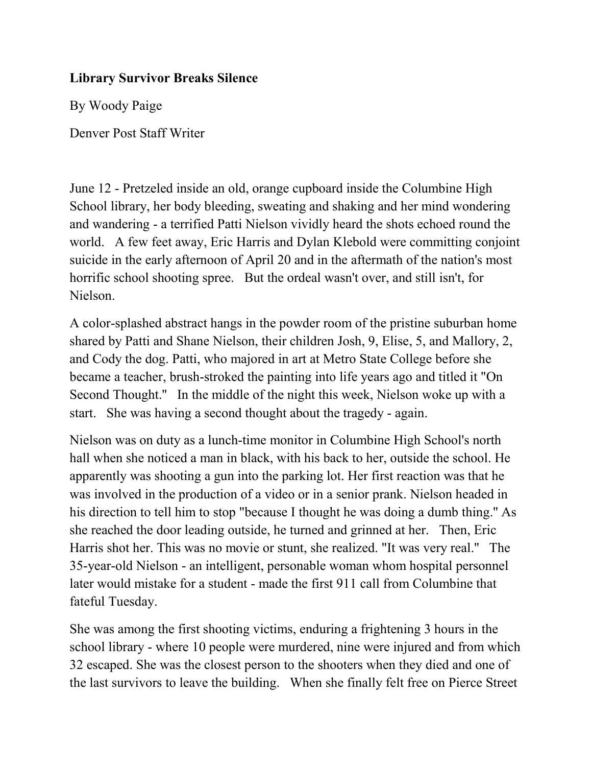**Library Survivor Breaks Silence**

By Woody Paige

Denver Post Staff Writer

June 12 - Pretzeled inside an old, orange cupboard inside the Columbine High School library, her body bleeding, sweating and shaking and her mind wondering and wandering - a terrified Patti Nielson vividly heard the shots echoed round the world. A few feet away, Eric Harris and Dylan Klebold were committing conjoint suicide in the early afternoon of April 20 and in the aftermath of the nation's most horrific school shooting spree. But the ordeal wasn't over, and still isn't, for Nielson.

A color-splashed abstract hangs in the powder room of the pristine suburban home shared by Patti and Shane Nielson, their children Josh, 9, Elise, 5, and Mallory, 2, and Cody the dog. Patti, who majored in art at Metro State College before she became a teacher, brush-stroked the painting into life years ago and titled it "On Second Thought." In the middle of the night this week, Nielson woke up with a start. She was having a second thought about the tragedy - again.

Nielson was on duty as a lunch-time monitor in Columbine High School's north hall when she noticed a man in black, with his back to her, outside the school. He apparently was shooting a gun into the parking lot. Her first reaction was that he was involved in the production of a video or in a senior prank. Nielson headed in his direction to tell him to stop "because I thought he was doing a dumb thing." As she reached the door leading outside, he turned and grinned at her. Then, Eric Harris shot her. This was no movie or stunt, she realized. "It was very real." The 35-year-old Nielson - an intelligent, personable woman whom hospital personnel later would mistake for a student - made the first 911 call from Columbine that fateful Tuesday.

She was among the first shooting victims, enduring a frightening 3 hours in the school library - where 10 people were murdered, nine were injured and from which 32 escaped. She was the closest person to the shooters when they died and one of the last survivors to leave the building. When she finally felt free on Pierce Street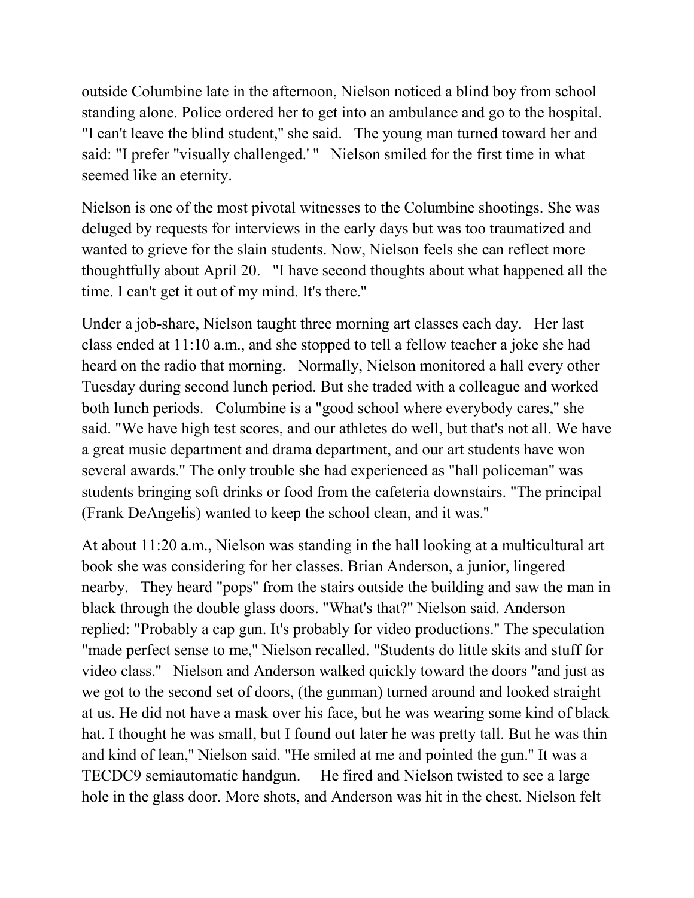outside Columbine late in the afternoon, Nielson noticed a blind boy from school standing alone. Police ordered her to get into an ambulance and go to the hospital. "I can't leave the blind student," she said. The young man turned toward her and said: "I prefer "visually challenged.' " Nielson smiled for the first time in what seemed like an eternity.

Nielson is one of the most pivotal witnesses to the Columbine shootings. She was deluged by requests for interviews in the early days but was too traumatized and wanted to grieve for the slain students. Now, Nielson feels she can reflect more thoughtfully about April 20. "I have second thoughts about what happened all the time. I can't get it out of my mind. It's there."

Under a job-share, Nielson taught three morning art classes each day. Her last class ended at 11:10 a.m., and she stopped to tell a fellow teacher a joke she had heard on the radio that morning. Normally, Nielson monitored a hall every other Tuesday during second lunch period. But she traded with a colleague and worked both lunch periods. Columbine is a "good school where everybody cares," she said. "We have high test scores, and our athletes do well, but that's not all. We have a great music department and drama department, and our art students have won several awards." The only trouble she had experienced as "hall policeman" was students bringing soft drinks or food from the cafeteria downstairs. "The principal (Frank DeAngelis) wanted to keep the school clean, and it was."

At about 11:20 a.m., Nielson was standing in the hall looking at a multicultural art book she was considering for her classes. Brian Anderson, a junior, lingered nearby. They heard "pops" from the stairs outside the building and saw the man in black through the double glass doors. "What's that?" Nielson said. Anderson replied: "Probably a cap gun. It's probably for video productions." The speculation "made perfect sense to me," Nielson recalled. "Students do little skits and stuff for video class." Nielson and Anderson walked quickly toward the doors "and just as we got to the second set of doors, (the gunman) turned around and looked straight at us. He did not have a mask over his face, but he was wearing some kind of black hat. I thought he was small, but I found out later he was pretty tall. But he was thin and kind of lean," Nielson said. "He smiled at me and pointed the gun." It was a TECDC9 semiautomatic handgun. He fired and Nielson twisted to see a large hole in the glass door. More shots, and Anderson was hit in the chest. Nielson felt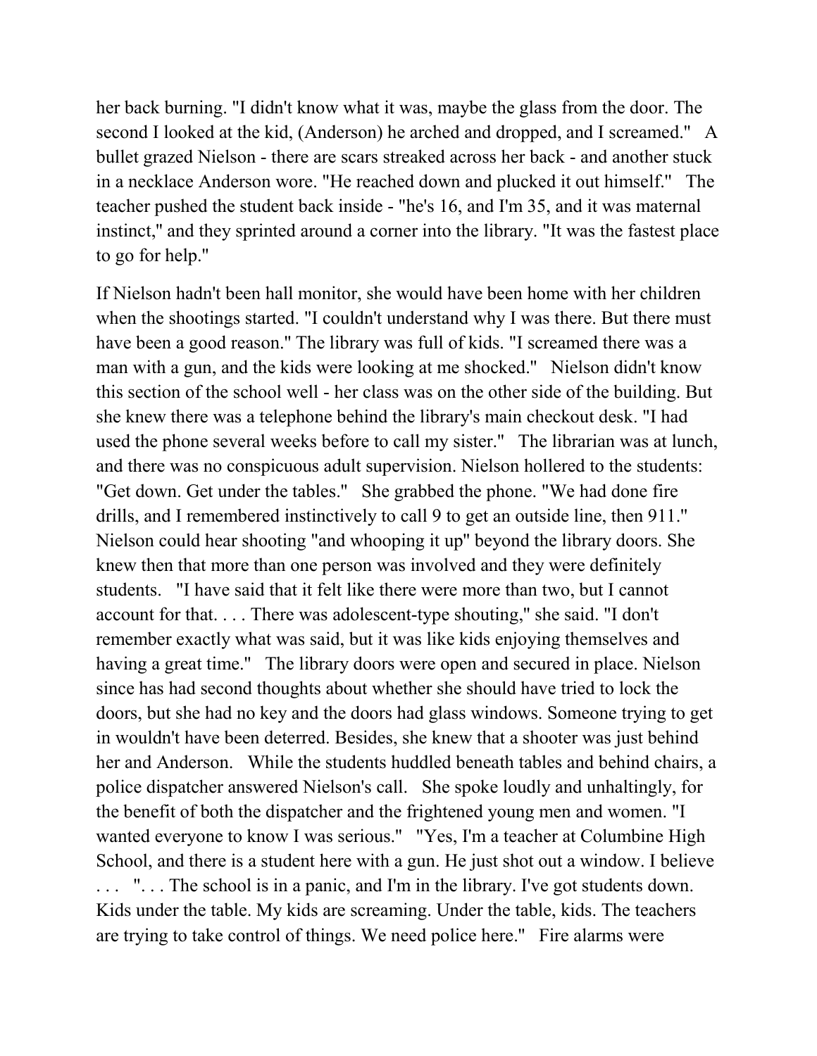her back burning. "I didn't know what it was, maybe the glass from the door. The second I looked at the kid, (Anderson) he arched and dropped, and I screamed."   A bullet grazed Nielson - there are scars streaked across her back - and another stuck in a necklace Anderson wore. "He reached down and plucked it out himself."   The teacher pushed the student back inside - "he's 16, and I'm 35, and it was maternal instinct," and they sprinted around a corner into the library. "It was the fastest place to go for help."

If Nielson hadn't been hall monitor, she would have been home with her children when the shootings started. "I couldn't understand why I was there. But there must have been a good reason." The library was full of kids. "I screamed there was a man with a gun, and the kids were looking at me shocked."   Nielson didn't know this section of the school well - her class was on the other side of the building. But she knew there was a telephone behind the library's main checkout desk. "I had used the phone several weeks before to call my sister."   The librarian was at lunch, and there was no conspicuous adult supervision. Nielson hollered to the students: "Get down. Get under the tables."   She grabbed the phone. "We had done fire drills, and I remembered instinctively to call 9 to get an outside line, then 911."   Nielson could hear shooting "and whooping it up" beyond the library doors. She knew then that more than one person was involved and they were definitely students.   "I have said that it felt like there were more than two, but I cannot account for that. . . . There was adolescent-type shouting," she said. "I don't remember exactly what was said, but it was like kids enjoying themselves and having a great time."   The library doors were open and secured in place. Nielson since has had second thoughts about whether she should have tried to lock the doors, but she had no key and the doors had glass windows. Someone trying to get in wouldn't have been deterred. Besides, she knew that a shooter was just behind her and Anderson.   While the students huddled beneath tables and behind chairs, a police dispatcher answered Nielson's call.   She spoke loudly and unhaltingly, for the benefit of both the dispatcher and the frightened young men and women. "I wanted everyone to know I was serious."   "Yes, I'm a teacher at Columbine High School, and there is a student here with a gun. He just shot out a window. I believe . . .   ". . . The school is in a panic, and I'm in the library. I've got students down. Kids under the table. My kids are screaming. Under the table, kids. The teachers are trying to take control of things. We need police here."   Fire alarms were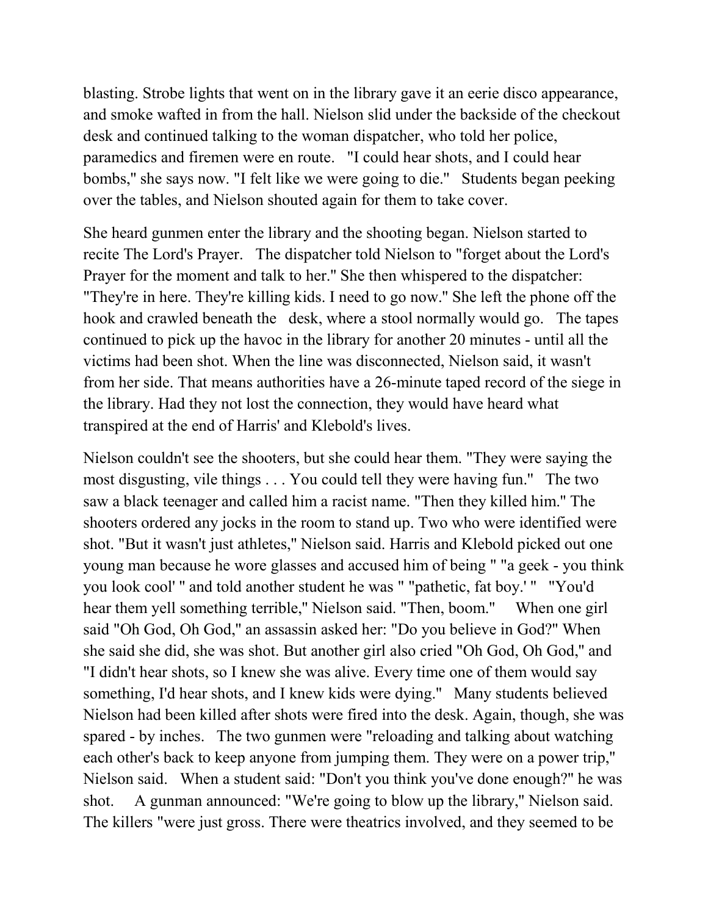blasting. Strobe lights that went on in the library gave it an eerie disco appearance, and smoke wafted in from the hall. Nielson slid under the backside of the checkout desk and continued talking to the woman dispatcher, who told her police, paramedics and firemen were en route. "I could hear shots, and I could hear bombs," she says now. "I felt like we were going to die." Students began peeking over the tables, and Nielson shouted again for them to take cover.

She heard gunmen enter the library and the shooting began. Nielson started to recite The Lord's Prayer. The dispatcher told Nielson to "forget about the Lord's Prayer for the moment and talk to her." She then whispered to the dispatcher: "They're in here. They're killing kids. I need to go now." She left the phone off the hook and crawled beneath the desk, where a stool normally would go. The tapes continued to pick up the havoc in the library for another 20 minutes - until all the victims had been shot. When the line was disconnected, Nielson said, it wasn't from her side. That means authorities have a 26-minute taped record of the siege in the library. Had they not lost the connection, they would have heard what transpired at the end of Harris' and Klebold's lives.

Nielson couldn't see the shooters, but she could hear them. "They were saying the most disgusting, vile things . . . You could tell they were having fun." The two saw a black teenager and called him a racist name. "Then they killed him." The shooters ordered any jocks in the room to stand up. Two who were identified were shot. "But it wasn't just athletes," Nielson said. Harris and Klebold picked out one young man because he wore glasses and accused him of being " "a geek - you think you look cool' " and told another student he was " "pathetic, fat boy.' " "You'd hear them yell something terrible," Nielson said. "Then, boom." When one girl said "Oh God, Oh God," an assassin asked her: "Do you believe in God?" When she said she did, she was shot. But another girl also cried "Oh God, Oh God," and "I didn't hear shots, so I knew she was alive. Every time one of them would say something, I'd hear shots, and I knew kids were dying." Many students believed Nielson had been killed after shots were fired into the desk. Again, though, she was spared - by inches. The two gunmen were "reloading and talking about watching each other's back to keep anyone from jumping them. They were on a power trip," Nielson said. When a student said: "Don't you think you've done enough?" he was shot. A gunman announced: "We're going to blow up the library," Nielson said. The killers "were just gross. There were theatrics involved, and they seemed to be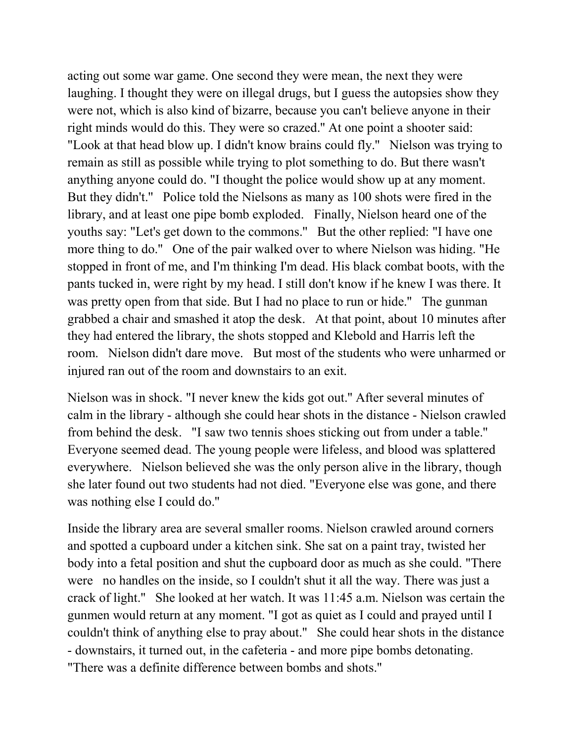acting out some war game. One second they were mean, the next they were laughing. I thought they were on illegal drugs, but I guess the autopsies show they were not, which is also kind of bizarre, because you can't believe anyone in their right minds would do this. They were so crazed." At one point a shooter said: "Look at that head blow up. I didn't know brains could fly." Nielson was trying to remain as still as possible while trying to plot something to do. But there wasn't anything anyone could do. "I thought the police would show up at any moment. But they didn't." Police told the Nielsons as many as 100 shots were fired in the library, and at least one pipe bomb exploded. Finally, Nielson heard one of the youths say: "Let's get down to the commons." But the other replied: "I have one more thing to do." One of the pair walked over to where Nielson was hiding. "He stopped in front of me, and I'm thinking I'm dead. His black combat boots, with the pants tucked in, were right by my head. I still don't know if he knew I was there. It was pretty open from that side. But I had no place to run or hide." The gunman grabbed a chair and smashed it atop the desk. At that point, about 10 minutes after they had entered the library, the shots stopped and Klebold and Harris left the room. Nielson didn't dare move. But most of the students who were unharmed or injured ran out of the room and downstairs to an exit.

Nielson was in shock. "I never knew the kids got out." After several minutes of calm in the library - although she could hear shots in the distance - Nielson crawled from behind the desk. "I saw two tennis shoes sticking out from under a table." Everyone seemed dead. The young people were lifeless, and blood was splattered everywhere. Nielson believed she was the only person alive in the library, though she later found out two students had not died. "Everyone else was gone, and there was nothing else I could do."

Inside the library area are several smaller rooms. Nielson crawled around corners and spotted a cupboard under a kitchen sink. She sat on a paint tray, twisted her body into a fetal position and shut the cupboard door as much as she could. "There were no handles on the inside, so I couldn't shut it all the way. There was just a crack of light." She looked at her watch. It was 11:45 a.m. Nielson was certain the gunmen would return at any moment. "I got as quiet as I could and prayed until I couldn't think of anything else to pray about." She could hear shots in the distance - downstairs, it turned out, in the cafeteria - and more pipe bombs detonating. "There was a definite difference between bombs and shots."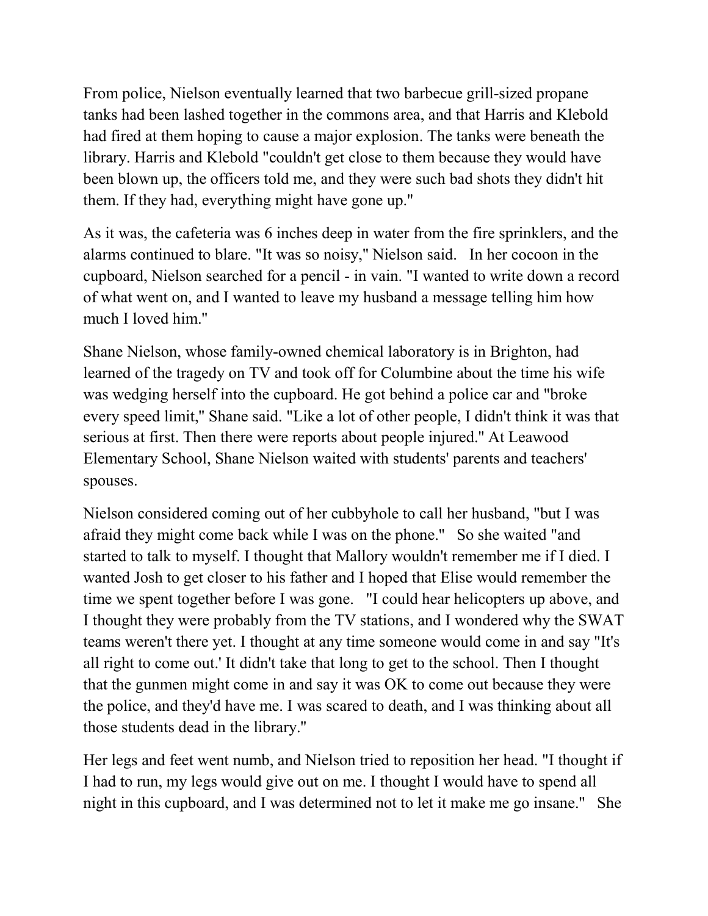From police, Nielson eventually learned that two barbecue grill-sized propane tanks had been lashed together in the commons area, and that Harris and Klebold had fired at them hoping to cause a major explosion. The tanks were beneath the library. Harris and Klebold "couldn't get close to them because they would have been blown up, the officers told me, and they were such bad shots they didn't hit them. If they had, everything might have gone up."

As it was, the cafeteria was 6 inches deep in water from the fire sprinklers, and the alarms continued to blare. "It was so noisy," Nielson said. In her cocoon in the cupboard, Nielson searched for a pencil - in vain. "I wanted to write down a record of what went on, and I wanted to leave my husband a message telling him how much I loved him."

Shane Nielson, whose family-owned chemical laboratory is in Brighton, had learned of the tragedy on TV and took off for Columbine about the time his wife was wedging herself into the cupboard. He got behind a police car and "broke every speed limit," Shane said. "Like a lot of other people, I didn't think it was that serious at first. Then there were reports about people injured." At Leawood Elementary School, Shane Nielson waited with students' parents and teachers' spouses.

Nielson considered coming out of her cubbyhole to call her husband, "but I was afraid they might come back while I was on the phone." So she waited "and started to talk to myself. I thought that Mallory wouldn't remember me if I died. I wanted Josh to get closer to his father and I hoped that Elise would remember the time we spent together before I was gone. "I could hear helicopters up above, and I thought they were probably from the TV stations, and I wondered why the SWAT teams weren't there yet. I thought at any time someone would come in and say "It's all right to come out.' It didn't take that long to get to the school. Then I thought that the gunmen might come in and say it was OK to come out because they were the police, and they'd have me. I was scared to death, and I was thinking about all those students dead in the library."

Her legs and feet went numb, and Nielson tried to reposition her head. "I thought if I had to run, my legs would give out on me. I thought I would have to spend all night in this cupboard, and I was determined not to let it make me go insane." She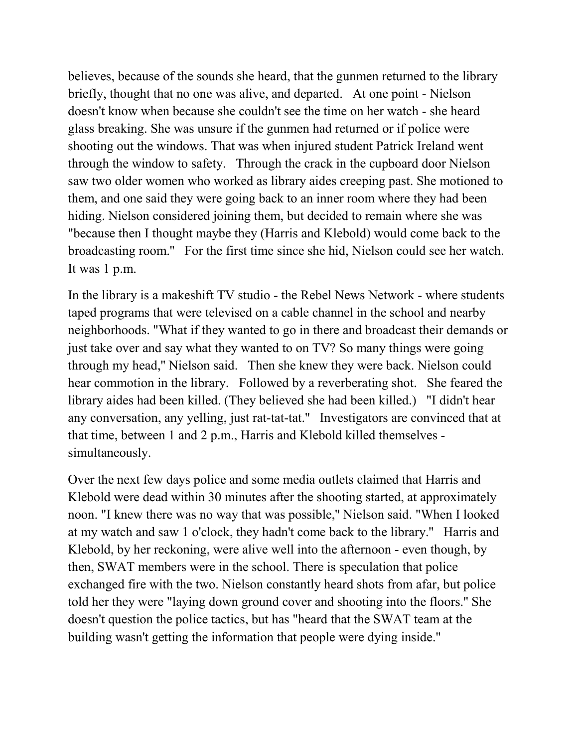believes, because of the sounds she heard, that the gunmen returned to the library briefly, thought that no one was alive, and departed.   At one point - Nielson doesn't know when because she couldn't see the time on her watch - she heard glass breaking. She was unsure if the gunmen had returned or if police were shooting out the windows. That was when injured student Patrick Ireland went through the window to safety.   Through the crack in the cupboard door Nielson saw two older women who worked as library aides creeping past. She motioned to them, and one said they were going back to an inner room where they had been hiding. Nielson considered joining them, but decided to remain where she was "because then I thought maybe they (Harris and Klebold) would come back to the broadcasting room."   For the first time since she hid, Nielson could see her watch. It was 1 p.m.

In the library is a makeshift TV studio - the Rebel News Network - where students taped programs that were televised on a cable channel in the school and nearby neighborhoods. "What if they wanted to go in there and broadcast their demands or just take over and say what they wanted to on TV? So many things were going through my head," Nielson said.   Then she knew they were back. Nielson could hear commotion in the library.   Followed by a reverberating shot.   She feared the library aides had been killed. (They believed she had been killed.)   "I didn't hear any conversation, any yelling, just rat-tat-tat."   Investigators are convinced that at that time, between 1 and 2 p.m., Harris and Klebold killed themselves - simultaneously.

Over the next few days police and some media outlets claimed that Harris and Klebold were dead within 30 minutes after the shooting started, at approximately noon. "I knew there was no way that was possible," Nielson said. "When I looked at my watch and saw 1 o'clock, they hadn't come back to the library."   Harris and Klebold, by her reckoning, were alive well into the afternoon - even though, by then, SWAT members were in the school. There is speculation that police exchanged fire with the two. Nielson constantly heard shots from afar, but police told her they were "laying down ground cover and shooting into the floors." She doesn't question the police tactics, but has "heard that the SWAT team at the building wasn't getting the information that people were dying inside."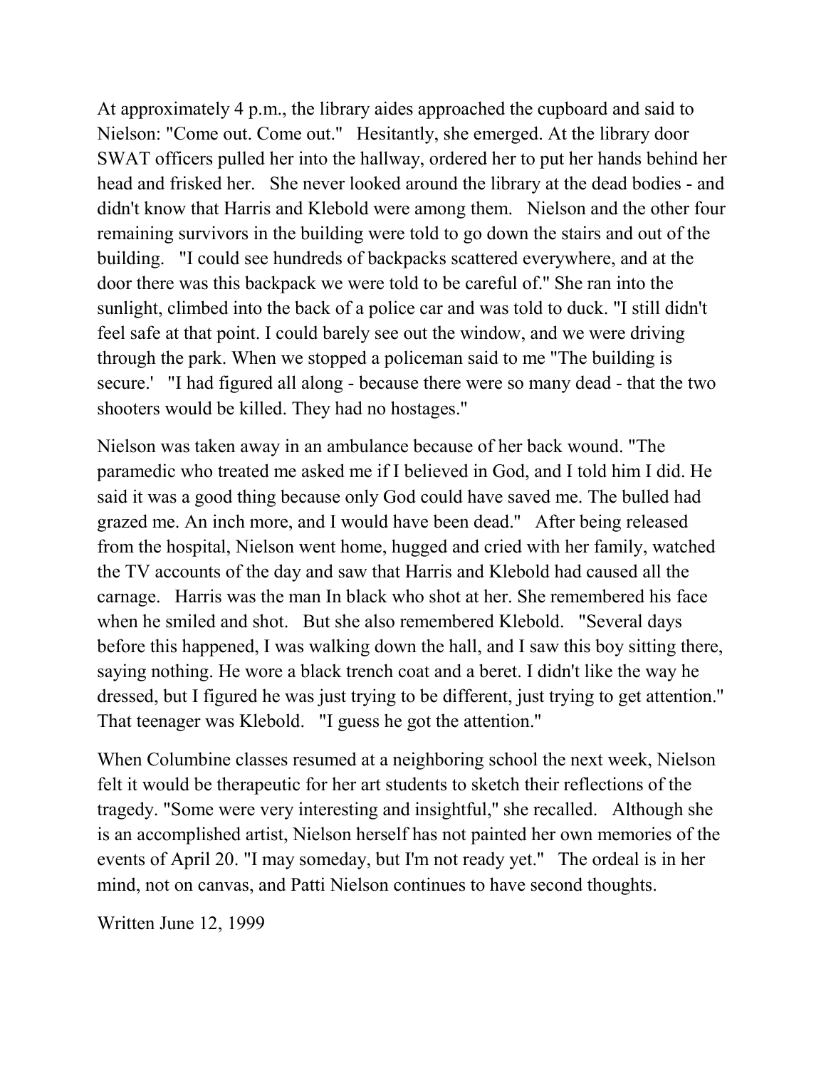At approximately 4 p.m., the library aides approached the cupboard and said to Nielson: "Come out. Come out." Hesitantly, she emerged. At the library door SWAT officers pulled her into the hallway, ordered her to put her hands behind her head and frisked her. She never looked around the library at the dead bodies - and didn't know that Harris and Klebold were among them. Nielson and the other four remaining survivors in the building were told to go down the stairs and out of the building. "I could see hundreds of backpacks scattered everywhere, and at the door there was this backpack we were told to be careful of." She ran into the sunlight, climbed into the back of a police car and was told to duck. "I still didn't feel safe at that point. I could barely see out the window, and we were driving through the park. When we stopped a policeman said to me "The building is secure.' "I had figured all along - because there were so many dead - that the two shooters would be killed. They had no hostages."

Nielson was taken away in an ambulance because of her back wound. "The paramedic who treated me asked me if I believed in God, and I told him I did. He said it was a good thing because only God could have saved me. The bulled had grazed me. An inch more, and I would have been dead." After being released from the hospital, Nielson went home, hugged and cried with her family, watched the TV accounts of the day and saw that Harris and Klebold had caused all the carnage. Harris was the man In black who shot at her. She remembered his face when he smiled and shot. But she also remembered Klebold. "Several days before this happened, I was walking down the hall, and I saw this boy sitting there, saying nothing. He wore a black trench coat and a beret. I didn't like the way he dressed, but I figured he was just trying to be different, just trying to get attention." That teenager was Klebold. "I guess he got the attention."

When Columbine classes resumed at a neighboring school the next week, Nielson felt it would be therapeutic for her art students to sketch their reflections of the tragedy. "Some were very interesting and insightful," she recalled. Although she is an accomplished artist, Nielson herself has not painted her own memories of the events of April 20. "I may someday, but I'm not ready yet." The ordeal is in her mind, not on canvas, and Patti Nielson continues to have second thoughts.

Written June 12, 1999